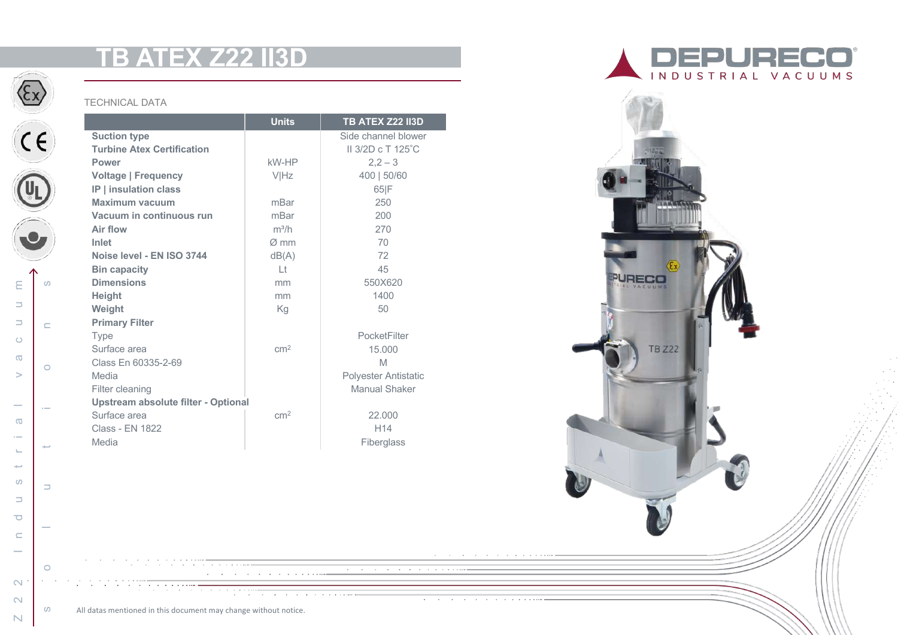# TB ATEX Z22 II3D

DEPURECO
INDUSTRIAL VACUUMS

TECHNICAL DATA

| | Units | TB ATEX Z22 II3D |
|---|---|---|
| **Suction type** | | Side channel blower |
| **Turbine Atex Certification** | | II 3/2D c T 125˚C |
| **Power** | kW-HP | 2,2 – 3 |
| **Voltage \| Frequency** | V\|Hz | 400 \| 50/60 |
| **IP \| insulation class** | | 65\|F |
| **Maximum vacuum** | mBar | 250 |
| **Vacuum in continuous run** | mBar | 200 |
| **Air flow** | m³/h | 270 |
| **Inlet** | Ø mm | 70 |
| **Noise level - EN ISO 3744** | dB(A) | 72 |
| **Bin capacity** | Lt | 45 |
| **Dimensions** | mm | 550X620 |
| **Height** | mm | 1400 |
| **Weight** | Kg | 50 |
| **Primary Filter** | | |
| Type | | PocketFilter |
| Surface area | $cm^2$ | 15.000 |
| Class En 60335-2-69 | | M |
| Media | | Polyester Antistatic |
| Filter cleaning | | Manual Shaker |
| **Upstream absolute filter - Optional** | | |
| Surface area | $cm^2$ | 22.000 |
| Class - EN 1822 | | H14 |
| Media | | Fiberglass |

All datas mentioned in this document may change without notice.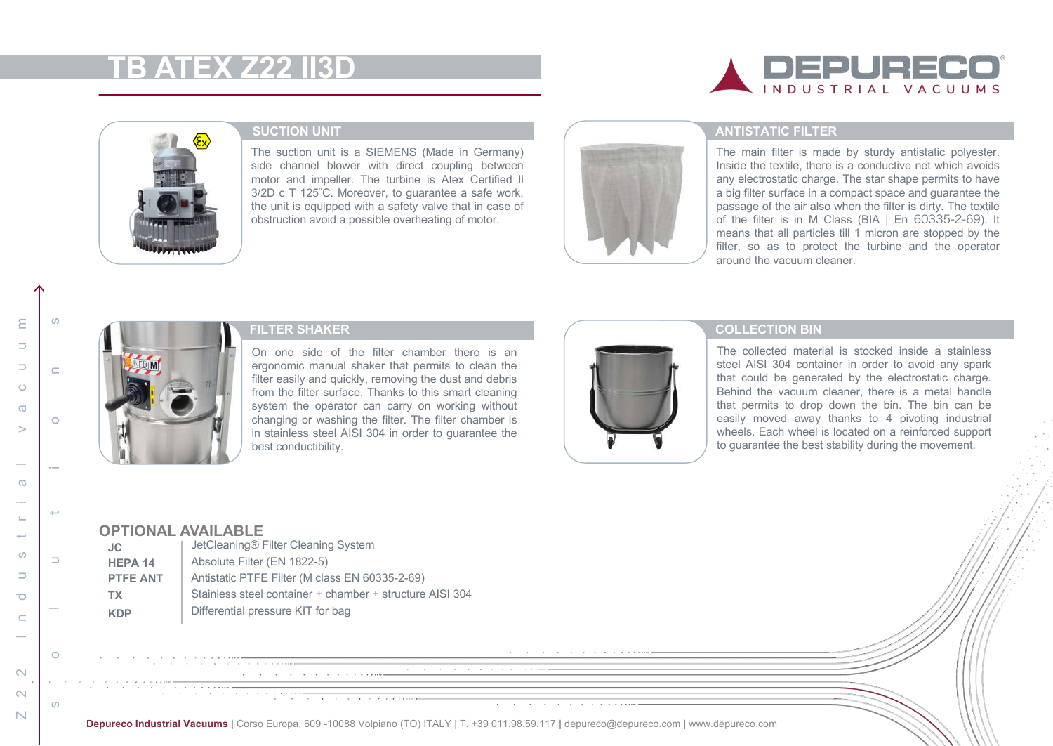# TB ATEX Z22 II3D

DEPURECO
INDUSTRIAL VACUUMS

## SUCTION UNIT

The suction unit is a SIEMENS (Made in Germany) side channel blower with direct coupling between motor and impeller. The turbine is Atex Certified II 3/2D c T 125°C. Moreover, to guarantee a safe work, the unit is equipped with a safety valve that in case of obstruction avoid a possible overheating of motor.

## ANTISTATIC FILTER

The main filter is made by sturdy antistatic polyester. Inside the textile, there is a conductive net which avoids any electrostatic charge. The star shape permits to have a big filter surface in a compact space and guarantee the passage of the air also when the filter is dirty. The textile of the filter is in M Class (BIA | En 60335-2-69). It means that all particles till 1 micron are stopped by the filter, so as to protect the turbine and the operator around the vacuum cleaner.

## FILTER SHAKER

On one side of the filter chamber there is an ergonomic manual shaker that permits to clean the filter easily and quickly, removing the dust and debris from the filter surface. Thanks to this smart cleaning system the operator can carry on working without changing or washing the filter. The filter chamber is in stainless steel AISI 304 in order to guarantee the best conductibility.

## COLLECTION BIN

The collected material is stocked inside a stainless steel AISI 304 container in order to avoid any spark that could be generated by the electrostatic charge. Behind the vacuum cleaner, there is a metal handle that permits to drop down the bin. The bin can be easily moved away thanks to 4 pivoting industrial wheels. Each wheel is located on a reinforced support to guarantee the best stability during the movement.

## OPTIONAL AVAILABLE

| | |
|---|---|
| **JC** | JetCleaning® Filter Cleaning System |
| **HEPA 14** | Absolute Filter (EN 1822-5) |
| **PTFE ANT** | Antistatic PTFE Filter (M class EN 60335-2-69) |
| **TX** | Stainless steel container + chamber + structure AISI 304 |
| **KDP** | Differential pressure KIT for bag |

Z22 Industrial vacuums

solutions

**Depureco Industrial Vacuums** | Corso Europa, 609 -10088 Volpiano (TO) ITALY | T. +39 011.98.59.117 | depureco@depureco.com | www.depureco.com